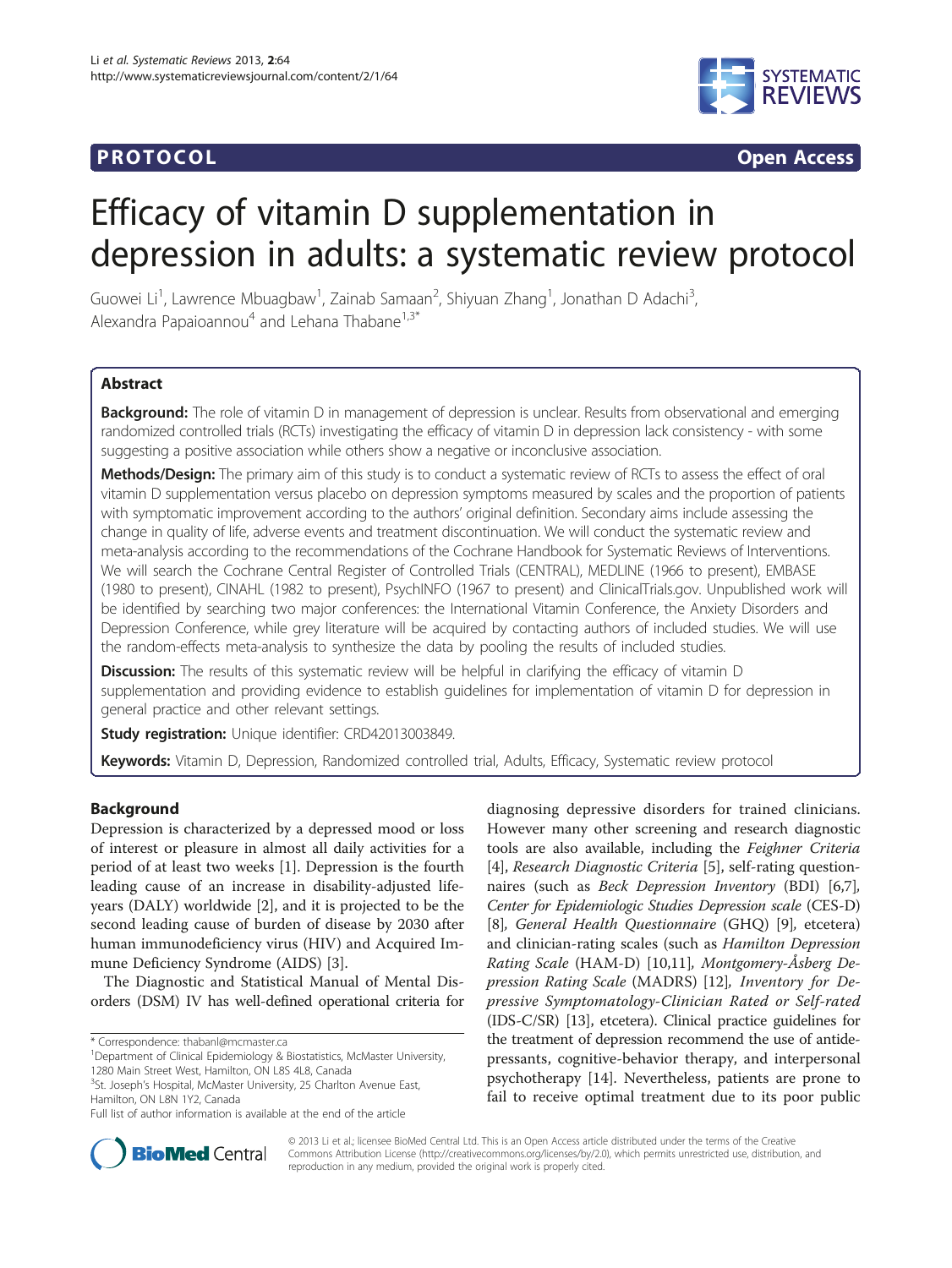**PROTOCOL** **Open Access**

# Efficacy of vitamin D supplementation in depression in adults: a systematic review protocol

Guowei Li[1], Lawrence Mbuagbaw[1], Zainab Samaan[2], Shiyuan Zhang[1], Jonathan D Adachi[3], Alexandra Papaioannou[4] and Lehana Thabane[1,3*]

## Abstract

**Background:** The role of vitamin D in management of depression is unclear. Results from observational and emerging randomized controlled trials (RCTs) investigating the efficacy of vitamin D in depression lack consistency - with some suggesting a positive association while others show a negative or inconclusive association.

**Methods/Design:** The primary aim of this study is to conduct a systematic review of RCTs to assess the effect of oral vitamin D supplementation versus placebo on depression symptoms measured by scales and the proportion of patients with symptomatic improvement according to the authors' original definition. Secondary aims include assessing the change in quality of life, adverse events and treatment discontinuation. We will conduct the systematic review and meta-analysis according to the recommendations of the Cochrane Handbook for Systematic Reviews of Interventions. We will search the Cochrane Central Register of Controlled Trials (CENTRAL), MEDLINE (1966 to present), EMBASE (1980 to present), CINAHL (1982 to present), PsychINFO (1967 to present) and ClinicalTrials.gov. Unpublished work will be identified by searching two major conferences: the International Vitamin Conference, the Anxiety Disorders and Depression Conference, while grey literature will be acquired by contacting authors of included studies. We will use the random-effects meta-analysis to synthesize the data by pooling the results of included studies.

**Discussion:** The results of this systematic review will be helpful in clarifying the efficacy of vitamin D supplementation and providing evidence to establish guidelines for implementation of vitamin D for depression in general practice and other relevant settings.

**Study registration:** Unique identifier: CRD42013003849.

**Keywords:** Vitamin D, Depression, Randomized controlled trial, Adults, Efficacy, Systematic review protocol

## Background

Depression is characterized by a depressed mood or loss of interest or pleasure in almost all daily activities for a period of at least two weeks [1]. Depression is the fourth leading cause of an increase in disability-adjusted life-years (DALY) worldwide [2], and it is projected to be the second leading cause of burden of disease by 2030 after human immunodeficiency virus (HIV) and Acquired Immune Deficiency Syndrome (AIDS) [3].

The Diagnostic and Statistical Manual of Mental Disorders (DSM) IV has well-defined operational criteria for diagnosing depressive disorders for trained clinicians. However many other screening and research diagnostic tools are also available, including the *Feighner Criteria* [4], *Research Diagnostic Criteria* [5], self-rating questionnaires (such as *Beck Depression Inventory* (BDI) [6,7], *Center for Epidemiologic Studies Depression scale* (CES-D) [8], *General Health Questionnaire* (GHQ) [9], etcetera) and clinician-rating scales (such as *Hamilton Depression Rating Scale* (HAM-D) [10,11], *Montgomery-Åsberg Depression Rating Scale* (MADRS) [12], *Inventory for Depressive Symptomatology-Clinician Rated or Self-rated* (IDS-C/SR) [13], etcetera). Clinical practice guidelines for the treatment of depression recommend the use of antidepressants, cognitive-behavior therapy, and interpersonal psychotherapy [14]. Nevertheless, patients are prone to fail to receive optimal treatment due to its poor public

\* Correspondence: thabanl@mcmaster.ca
[1]Department of Clinical Epidemiology & Biostatistics, McMaster University, 1280 Main Street West, Hamilton, ON L8S 4L8, Canada
[3]St. Joseph's Hospital, McMaster University, 25 Charlton Avenue East, Hamilton, ON L8N 1Y2, Canada
Full list of author information is available at the end of the article

© 2013 Li et al.; licensee BioMed Central Ltd. This is an Open Access article distributed under the terms of the Creative Commons Attribution License (http://creativecommons.org/licenses/by/2.0), which permits unrestricted use, distribution, and reproduction in any medium, provided the original work is properly cited.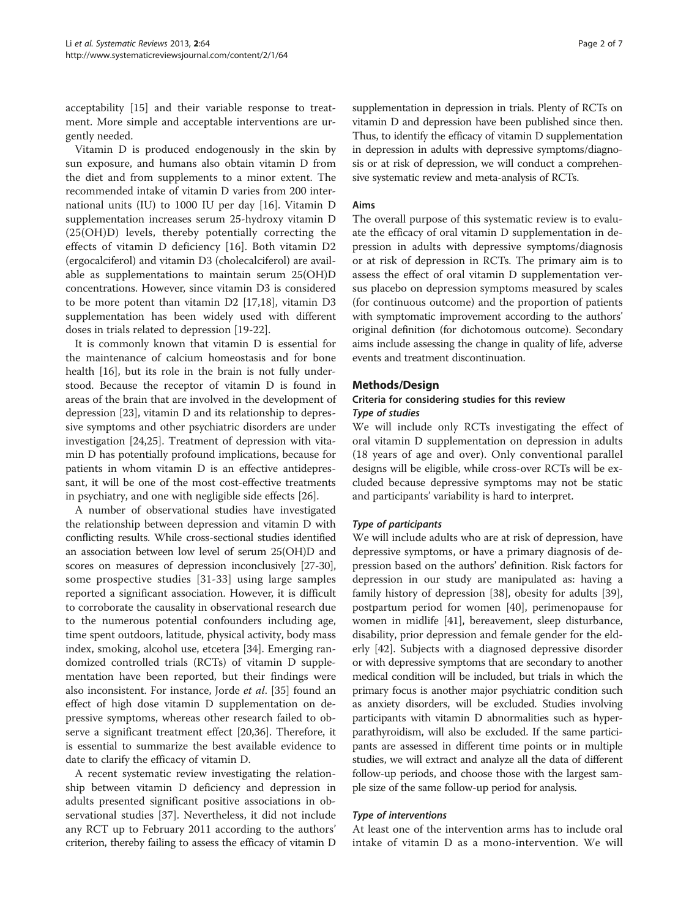acceptability [15] and their variable response to treatment. More simple and acceptable interventions are urgently needed.

Vitamin D is produced endogenously in the skin by sun exposure, and humans also obtain vitamin D from the diet and from supplements to a minor extent. The recommended intake of vitamin D varies from 200 international units (IU) to 1000 IU per day [16]. Vitamin D supplementation increases serum 25-hydroxy vitamin D (25(OH)D) levels, thereby potentially correcting the effects of vitamin D deficiency [16]. Both vitamin D2 (ergocalciferol) and vitamin D3 (cholecalciferol) are available as supplementations to maintain serum 25(OH)D concentrations. However, since vitamin D3 is considered to be more potent than vitamin D2 [17,18], vitamin D3 supplementation has been widely used with different doses in trials related to depression [19-22].

It is commonly known that vitamin D is essential for the maintenance of calcium homeostasis and for bone health [16], but its role in the brain is not fully understood. Because the receptor of vitamin D is found in areas of the brain that are involved in the development of depression [23], vitamin D and its relationship to depressive symptoms and other psychiatric disorders are under investigation [24,25]. Treatment of depression with vitamin D has potentially profound implications, because for patients in whom vitamin D is an effective antidepressant, it will be one of the most cost-effective treatments in psychiatry, and one with negligible side effects [26].

A number of observational studies have investigated the relationship between depression and vitamin D with conflicting results. While cross-sectional studies identified an association between low level of serum 25(OH)D and scores on measures of depression inconclusively [27-30], some prospective studies [31-33] using large samples reported a significant association. However, it is difficult to corroborate the causality in observational research due to the numerous potential confounders including age, time spent outdoors, latitude, physical activity, body mass index, smoking, alcohol use, etcetera [34]. Emerging randomized controlled trials (RCTs) of vitamin D supplementation have been reported, but their findings were also inconsistent. For instance, Jorde *et al*. [35] found an effect of high dose vitamin D supplementation on depressive symptoms, whereas other research failed to observe a significant treatment effect [20,36]. Therefore, it is essential to summarize the best available evidence to date to clarify the efficacy of vitamin D.

A recent systematic review investigating the relationship between vitamin D deficiency and depression in adults presented significant positive associations in observational studies [37]. Nevertheless, it did not include any RCT up to February 2011 according to the authors' criterion, thereby failing to assess the efficacy of vitamin D supplementation in depression in trials. Plenty of RCTs on vitamin D and depression have been published since then. Thus, to identify the efficacy of vitamin D supplementation in depression in adults with depressive symptoms/diagnosis or at risk of depression, we will conduct a comprehensive systematic review and meta-analysis of RCTs.

### Aims

The overall purpose of this systematic review is to evaluate the efficacy of oral vitamin D supplementation in depression in adults with depressive symptoms/diagnosis or at risk of depression in RCTs. The primary aim is to assess the effect of oral vitamin D supplementation versus placebo on depression symptoms measured by scales (for continuous outcome) and the proportion of patients with symptomatic improvement according to the authors' original definition (for dichotomous outcome). Secondary aims include assessing the change in quality of life, adverse events and treatment discontinuation.

## Methods/Design

### Criteria for considering studies for this review

#### *Type of studies*

We will include only RCTs investigating the effect of oral vitamin D supplementation on depression in adults (18 years of age and over). Only conventional parallel designs will be eligible, while cross-over RCTs will be excluded because depressive symptoms may not be static and participants' variability is hard to interpret.

#### *Type of participants*

We will include adults who are at risk of depression, have depressive symptoms, or have a primary diagnosis of depression based on the authors' definition. Risk factors for depression in our study are manipulated as: having a family history of depression [38], obesity for adults [39], postpartum period for women [40], perimenopause for women in midlife [41], bereavement, sleep disturbance, disability, prior depression and female gender for the elderly [42]. Subjects with a diagnosed depressive disorder or with depressive symptoms that are secondary to another medical condition will be included, but trials in which the primary focus is another major psychiatric condition such as anxiety disorders, will be excluded. Studies involving participants with vitamin D abnormalities such as hyperparathyroidism, will also be excluded. If the same participants are assessed in different time points or in multiple studies, we will extract and analyze all the data of different follow-up periods, and choose those with the largest sample size of the same follow-up period for analysis.

#### *Type of interventions*

At least one of the intervention arms has to include oral intake of vitamin D as a mono-intervention. We will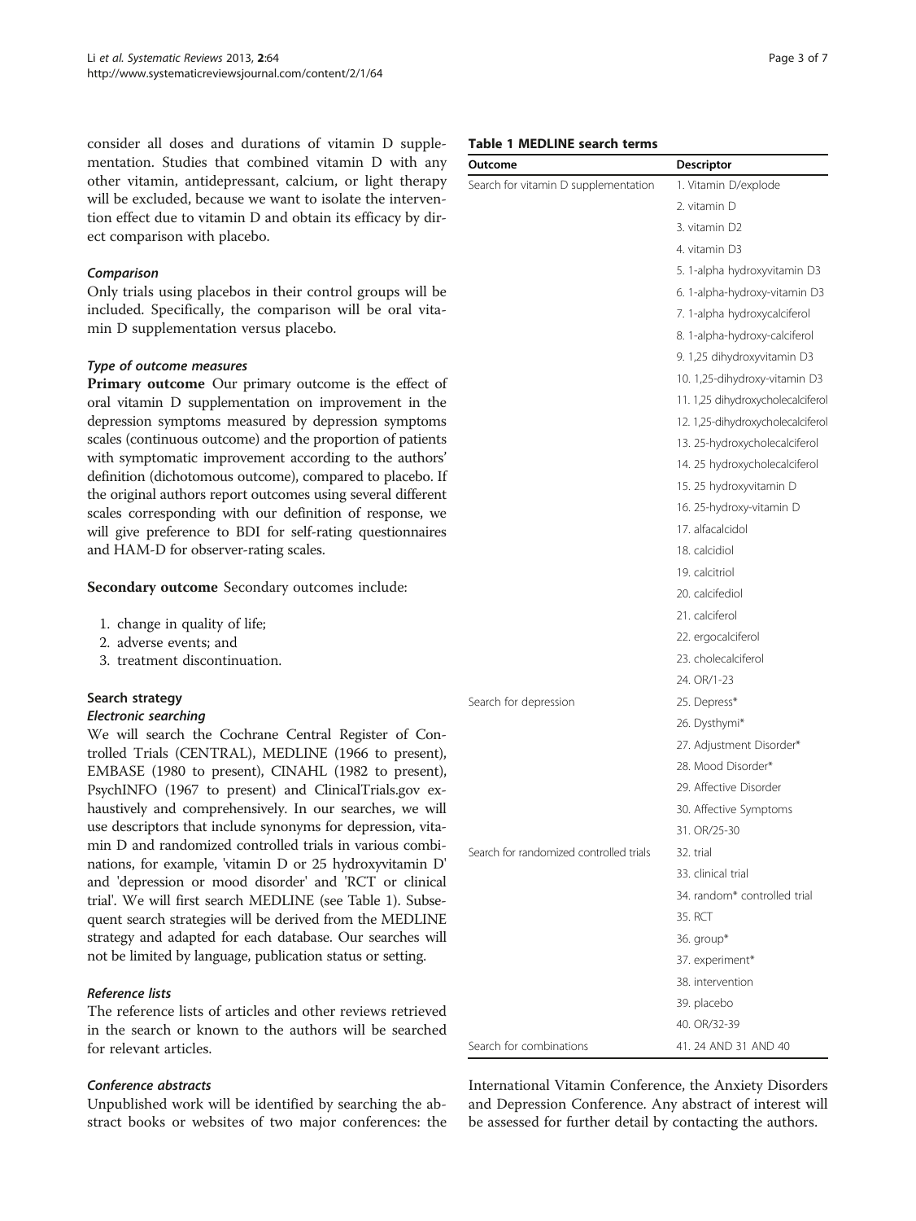consider all doses and durations of vitamin D supplementation. Studies that combined vitamin D with any other vitamin, antidepressant, calcium, or light therapy will be excluded, because we want to isolate the intervention effect due to vitamin D and obtain its efficacy by direct comparison with placebo.

### *Comparison*

Only trials using placebos in their control groups will be included. Specifically, the comparison will be oral vitamin D supplementation versus placebo.

### *Type of outcome measures*

**Primary outcome** Our primary outcome is the effect of oral vitamin D supplementation on improvement in the depression symptoms measured by depression symptoms scales (continuous outcome) and the proportion of patients with symptomatic improvement according to the authors' definition (dichotomous outcome), compared to placebo. If the original authors report outcomes using several different scales corresponding with our definition of response, we will give preference to BDI for self-rating questionnaires and HAM-D for observer-rating scales.

**Secondary outcome** Secondary outcomes include:

1. change in quality of life;
2. adverse events; and
3. treatment discontinuation.

## Search strategy

### *Electronic searching*

We will search the Cochrane Central Register of Controlled Trials (CENTRAL), MEDLINE (1966 to present), EMBASE (1980 to present), CINAHL (1982 to present), PsychINFO (1967 to present) and ClinicalTrials.gov exhaustively and comprehensively. In our searches, we will use descriptors that include synonyms for depression, vitamin D and randomized controlled trials in various combinations, for example, 'vitamin D or 25 hydroxyvitamin D' and 'depression or mood disorder' and 'RCT or clinical trial'. We will first search MEDLINE (see Table 1). Subsequent search strategies will be derived from the MEDLINE strategy and adapted for each database. Our searches will not be limited by language, publication status or setting.

**Table 1 MEDLINE search terms**

| Outcome | Descriptor |
|---|---|
| Search for vitamin D supplementation | 1. Vitamin D/explode |
| | 2. vitamin D |
| | 3. vitamin D2 |
| | 4. vitamin D3 |
| | 5. 1-alpha hydroxyvitamin D3 |
| | 6. 1-alpha-hydroxy-vitamin D3 |
| | 7. 1-alpha hydroxycalciferol |
| | 8. 1-alpha-hydroxy-calciferol |
| | 9. 1,25 dihydroxyvitamin D3 |
| | 10. 1,25-dihydroxy-vitamin D3 |
| | 11. 1,25 dihydroxycholecalciferol |
| | 12. 1,25-dihydroxycholecalciferol |
| | 13. 25-hydroxycholecalciferol |
| | 14. 25 hydroxycholecalciferol |
| | 15. 25 hydroxyvitamin D |
| | 16. 25-hydroxy-vitamin D |
| | 17. alfacalcidol |
| | 18. calcidiol |
| | 19. calcitriol |
| | 20. calcifediol |
| | 21. calciferol |
| | 22. ergocalciferol |
| | 23. cholecalciferol |
| | 24. OR/1-23 |
| Search for depression | 25. Depress* |
| | 26. Dysthymi* |
| | 27. Adjustment Disorder* |
| | 28. Mood Disorder* |
| | 29. Affective Disorder |
| | 30. Affective Symptoms |
| | 31. OR/25-30 |
| Search for randomized controlled trials | 32. trial |
| | 33. clinical trial |
| | 34. random* controlled trial |
| | 35. RCT |
| | 36. group* |
| | 37. experiment* |
| | 38. intervention |
| | 39. placebo |
| | 40. OR/32-39 |
| Search for combinations | 41. 24 AND 31 AND 40 |

### *Reference lists*

The reference lists of articles and other reviews retrieved in the search or known to the authors will be searched for relevant articles.

### *Conference abstracts*

Unpublished work will be identified by searching the abstract books or websites of two major conferences: the International Vitamin Conference, the Anxiety Disorders and Depression Conference. Any abstract of interest will be assessed for further detail by contacting the authors.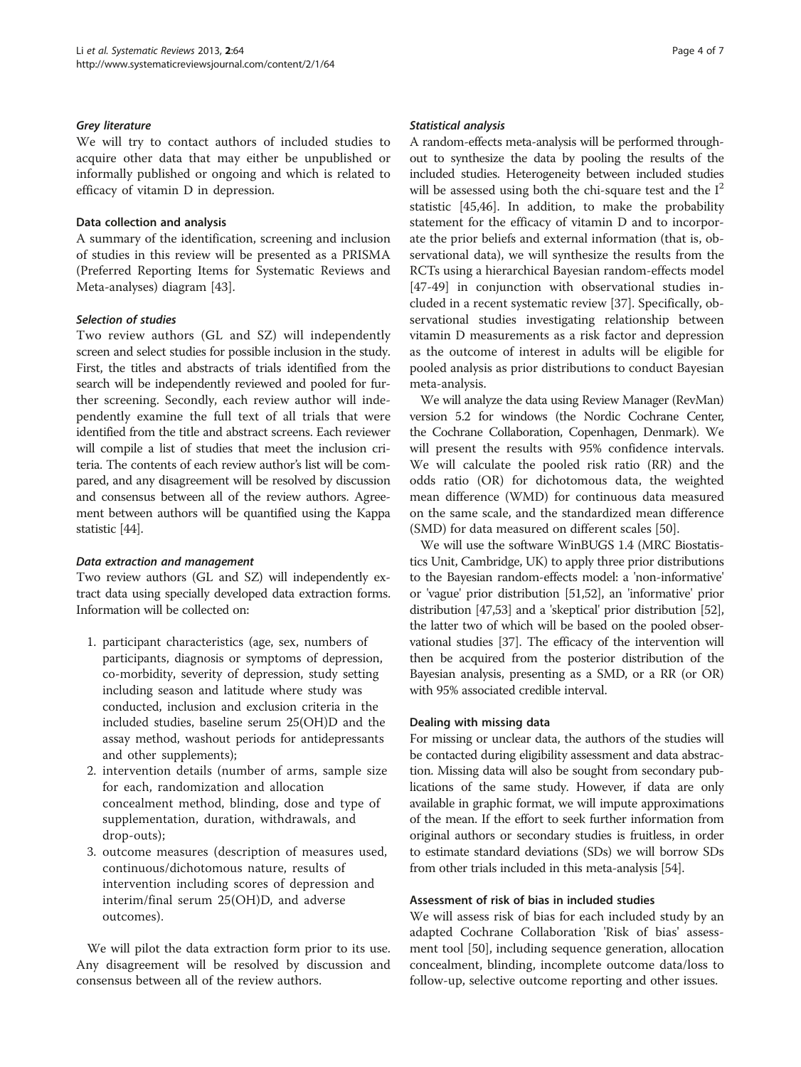### Grey literature

We will try to contact authors of included studies to acquire other data that may either be unpublished or informally published or ongoing and which is related to efficacy of vitamin D in depression.

## Data collection and analysis

A summary of the identification, screening and inclusion of studies in this review will be presented as a PRISMA (Preferred Reporting Items for Systematic Reviews and Meta-analyses) diagram [43].

### Selection of studies

Two review authors (GL and SZ) will independently screen and select studies for possible inclusion in the study. First, the titles and abstracts of trials identified from the search will be independently reviewed and pooled for further screening. Secondly, each review author will independently examine the full text of all trials that were identified from the title and abstract screens. Each reviewer will compile a list of studies that meet the inclusion criteria. The contents of each review author's list will be compared, and any disagreement will be resolved by discussion and consensus between all of the review authors. Agreement between authors will be quantified using the Kappa statistic [44].

### Data extraction and management

Two review authors (GL and SZ) will independently extract data using specially developed data extraction forms. Information will be collected on:

1. participant characteristics (age, sex, numbers of participants, diagnosis or symptoms of depression, co-morbidity, severity of depression, study setting including season and latitude where study was conducted, inclusion and exclusion criteria in the included studies, baseline serum 25(OH)D and the assay method, washout periods for antidepressants and other supplements);
2. intervention details (number of arms, sample size for each, randomization and allocation concealment method, blinding, dose and type of supplementation, duration, withdrawals, and drop-outs);
3. outcome measures (description of measures used, continuous/dichotomous nature, results of intervention including scores of depression and interim/final serum 25(OH)D, and adverse outcomes).

We will pilot the data extraction form prior to its use. Any disagreement will be resolved by discussion and consensus between all of the review authors.

### Statistical analysis

A random-effects meta-analysis will be performed throughout to synthesize the data by pooling the results of the included studies. Heterogeneity between included studies will be assessed using both the chi-square test and the $I^2$ statistic [45,46]. In addition, to make the probability statement for the efficacy of vitamin D and to incorporate the prior beliefs and external information (that is, observational data), we will synthesize the results from the RCTs using a hierarchical Bayesian random-effects model [47-49] in conjunction with observational studies included in a recent systematic review [37]. Specifically, observational studies investigating relationship between vitamin D measurements as a risk factor and depression as the outcome of interest in adults will be eligible for pooled analysis as prior distributions to conduct Bayesian meta-analysis.

We will analyze the data using Review Manager (RevMan) version 5.2 for windows (the Nordic Cochrane Center, the Cochrane Collaboration, Copenhagen, Denmark). We will present the results with 95% confidence intervals. We will calculate the pooled risk ratio (RR) and the odds ratio (OR) for dichotomous data, the weighted mean difference (WMD) for continuous data measured on the same scale, and the standardized mean difference (SMD) for data measured on different scales [50].

We will use the software WinBUGS 1.4 (MRC Biostatistics Unit, Cambridge, UK) to apply three prior distributions to the Bayesian random-effects model: a 'non-informative' or 'vague' prior distribution [51,52], an 'informative' prior distribution [47,53] and a 'skeptical' prior distribution [52], the latter two of which will be based on the pooled observational studies [37]. The efficacy of the intervention will then be acquired from the posterior distribution of the Bayesian analysis, presenting as a SMD, or a RR (or OR) with 95% associated credible interval.

## Dealing with missing data

For missing or unclear data, the authors of the studies will be contacted during eligibility assessment and data abstraction. Missing data will also be sought from secondary publications of the same study. However, if data are only available in graphic format, we will impute approximations of the mean. If the effort to seek further information from original authors or secondary studies is fruitless, in order to estimate standard deviations (SDs) we will borrow SDs from other trials included in this meta-analysis [54].

## Assessment of risk of bias in included studies

We will assess risk of bias for each included study by an adapted Cochrane Collaboration 'Risk of bias' assessment tool [50], including sequence generation, allocation concealment, blinding, incomplete outcome data/loss to follow-up, selective outcome reporting and other issues.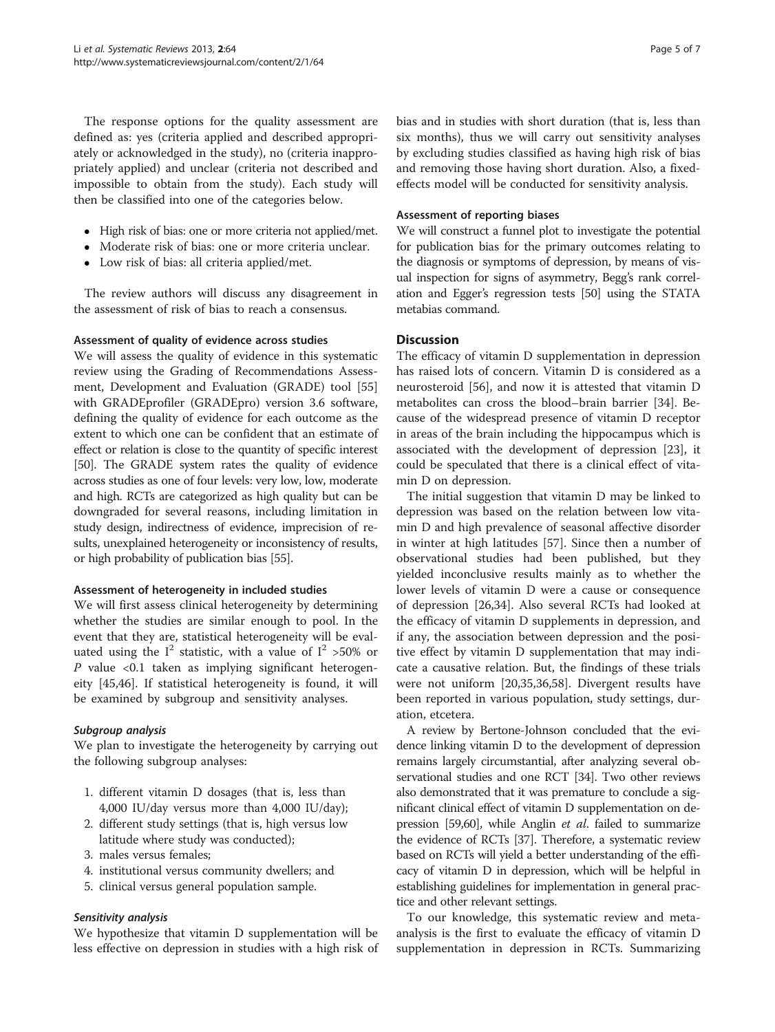The response options for the quality assessment are defined as: yes (criteria applied and described appropriately or acknowledged in the study), no (criteria inappropriately applied) and unclear (criteria not described and impossible to obtain from the study). Each study will then be classified into one of the categories below.

- High risk of bias: one or more criteria not applied/met.
- Moderate risk of bias: one or more criteria unclear.
- Low risk of bias: all criteria applied/met.

The review authors will discuss any disagreement in the assessment of risk of bias to reach a consensus.

#### Assessment of quality of evidence across studies

We will assess the quality of evidence in this systematic review using the Grading of Recommendations Assessment, Development and Evaluation (GRADE) tool [55] with GRADEprofiler (GRADEpro) version 3.6 software, defining the quality of evidence for each outcome as the extent to which one can be confident that an estimate of effect or relation is close to the quantity of specific interest [50]. The GRADE system rates the quality of evidence across studies as one of four levels: very low, low, moderate and high. RCTs are categorized as high quality but can be downgraded for several reasons, including limitation in study design, indirectness of evidence, imprecision of results, unexplained heterogeneity or inconsistency of results, or high probability of publication bias [55].

#### Assessment of heterogeneity in included studies

We will first assess clinical heterogeneity by determining whether the studies are similar enough to pool. In the event that they are, statistical heterogeneity will be evaluated using the $I^2$ statistic, with a value of $I^2$ >50% or $P$ value <0.1 taken as implying significant heterogeneity [45,46]. If statistical heterogeneity is found, it will be examined by subgroup and sensitivity analyses.

##### *Subgroup analysis*

We plan to investigate the heterogeneity by carrying out the following subgroup analyses:

1. different vitamin D dosages (that is, less than 4,000 IU/day versus more than 4,000 IU/day);
2. different study settings (that is, high versus low latitude where study was conducted);
3. males versus females;
4. institutional versus community dwellers; and
5. clinical versus general population sample.

##### *Sensitivity analysis*

We hypothesize that vitamin D supplementation will be less effective on depression in studies with a high risk of bias and in studies with short duration (that is, less than six months), thus we will carry out sensitivity analyses by excluding studies classified as having high risk of bias and removing those having short duration. Also, a fixed-effects model will be conducted for sensitivity analysis.

#### Assessment of reporting biases

We will construct a funnel plot to investigate the potential for publication bias for the primary outcomes relating to the diagnosis or symptoms of depression, by means of visual inspection for signs of asymmetry, Begg's rank correlation and Egger's regression tests [50] using the STATA metabias command.

## Discussion

The efficacy of vitamin D supplementation in depression has raised lots of concern. Vitamin D is considered as a neurosteroid [56], and now it is attested that vitamin D metabolites can cross the blood–brain barrier [34]. Because of the widespread presence of vitamin D receptor in areas of the brain including the hippocampus which is associated with the development of depression [23], it could be speculated that there is a clinical effect of vitamin D on depression.

The initial suggestion that vitamin D may be linked to depression was based on the relation between low vitamin D and high prevalence of seasonal affective disorder in winter at high latitudes [57]. Since then a number of observational studies had been published, but they yielded inconclusive results mainly as to whether the lower levels of vitamin D were a cause or consequence of depression [26,34]. Also several RCTs had looked at the efficacy of vitamin D supplements in depression, and if any, the association between depression and the positive effect by vitamin D supplementation that may indicate a causative relation. But, the findings of these trials were not uniform [20,35,36,58]. Divergent results have been reported in various population, study settings, duration, etcetera.

A review by Bertone-Johnson concluded that the evidence linking vitamin D to the development of depression remains largely circumstantial, after analyzing several observational studies and one RCT [34]. Two other reviews also demonstrated that it was premature to conclude a significant clinical effect of vitamin D supplementation on depression [59,60], while Anglin *et al.* failed to summarize the evidence of RCTs [37]. Therefore, a systematic review based on RCTs will yield a better understanding of the efficacy of vitamin D in depression, which will be helpful in establishing guidelines for implementation in general practice and other relevant settings.

To our knowledge, this systematic review and meta-analysis is the first to evaluate the efficacy of vitamin D supplementation in depression in RCTs. Summarizing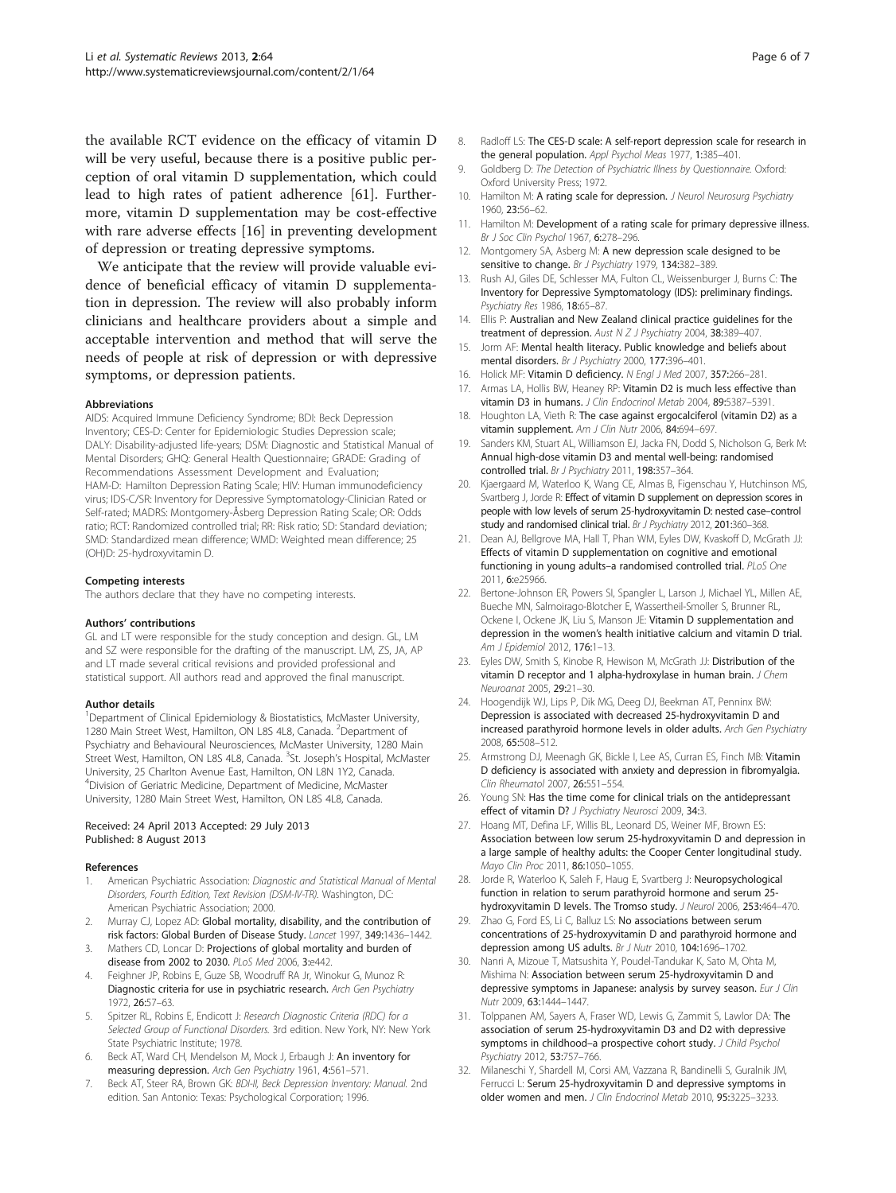the available RCT evidence on the efficacy of vitamin D will be very useful, because there is a positive public perception of oral vitamin D supplementation, which could lead to high rates of patient adherence [61]. Furthermore, vitamin D supplementation may be cost-effective with rare adverse effects [16] in preventing development of depression or treating depressive symptoms.

We anticipate that the review will provide valuable evidence of beneficial efficacy of vitamin D supplementation in depression. The review will also probably inform clinicians and healthcare providers about a simple and acceptable intervention and method that will serve the needs of people at risk of depression or with depressive symptoms, or depression patients.

#### Abbreviations

AIDS: Acquired Immune Deficiency Syndrome; BDI: Beck Depression Inventory; CES-D: Center for Epidemiologic Studies Depression scale; DALY: Disability-adjusted life-years; DSM: Diagnostic and Statistical Manual of Mental Disorders; GHQ: General Health Questionnaire; GRADE: Grading of Recommendations Assessment Development and Evaluation; HAM-D: Hamilton Depression Rating Scale; HIV: Human immunodeficiency virus; IDS-C/SR: Inventory for Depressive Symptomatology-Clinician Rated or Self-rated; MADRS: Montgomery-Åsberg Depression Rating Scale; OR: Odds ratio; RCT: Randomized controlled trial; RR: Risk ratio; SD: Standard deviation; SMD: Standardized mean difference; WMD: Weighted mean difference; 25 (OH)D: 25-hydroxyvitamin D.

#### Competing interests

The authors declare that they have no competing interests.

#### Authors' contributions

GL and LT were responsible for the study conception and design. GL, LM and SZ were responsible for the drafting of the manuscript. LM, ZS, JA, AP and LT made several critical revisions and provided professional and statistical support. All authors read and approved the final manuscript.

#### Author details

[1]Department of Clinical Epidemiology & Biostatistics, McMaster University, 1280 Main Street West, Hamilton, ON L8S 4L8, Canada. [2]Department of Psychiatry and Behavioural Neurosciences, McMaster University, 1280 Main Street West, Hamilton, ON L8S 4L8, Canada. [3]St. Joseph's Hospital, McMaster University, 25 Charlton Avenue East, Hamilton, ON L8N 1Y2, Canada. [4]Division of Geriatric Medicine, Department of Medicine, McMaster University, 1280 Main Street West, Hamilton, ON L8S 4L8, Canada.

Received: 24 April 2013 Accepted: 29 July 2013
Published: 8 August 2013

#### References

1. American Psychiatric Association: *Diagnostic and Statistical Manual of Mental Disorders, Fourth Edition, Text Revision (DSM-IV-TR)*. Washington, DC: American Psychiatric Association; 2000.
2. Murray CJ, Lopez AD: **Global mortality, disability, and the contribution of risk factors: Global Burden of Disease Study.** *Lancet* 1997, **349:**1436–1442.
3. Mathers CD, Loncar D: **Projections of global mortality and burden of disease from 2002 to 2030.** *PLoS Med* 2006, **3:**e442.
4. Feighner JP, Robins E, Guze SB, Woodruff RA Jr, Winokur G, Munoz R: **Diagnostic criteria for use in psychiatric research.** *Arch Gen Psychiatry* 1972, **26:**57–63.
5. Spitzer RL, Robins E, Endicott J: *Research Diagnostic Criteria (RDC) for a Selected Group of Functional Disorders.* 3rd edition. New York, NY: New York State Psychiatric Institute; 1978.
6. Beck AT, Ward CH, Mendelson M, Mock J, Erbaugh J: **An inventory for measuring depression.** *Arch Gen Psychiatry* 1961, **4:**561–571.
7. Beck AT, Steer RA, Brown GK: *BDI-II, Beck Depression Inventory: Manual.* 2nd edition. San Antonio: Texas: Psychological Corporation; 1996.
8. Radloff LS: **The CES-D scale: A self-report depression scale for research in the general population.** *Appl Psychol Meas* 1977, **1:**385–401.
9. Goldberg D: *The Detection of Psychiatric Illness by Questionnaire.* Oxford: Oxford University Press; 1972.
10. Hamilton M: **A rating scale for depression.** *J Neurol Neurosurg Psychiatry* 1960, **23:**56–62.
11. Hamilton M: **Development of a rating scale for primary depressive illness.** *Br J Soc Clin Psychol* 1967, **6:**278–296.
12. Montgomery SA, Asberg M: **A new depression scale designed to be sensitive to change.** *Br J Psychiatry* 1979, **134:**382–389.
13. Rush AJ, Giles DE, Schlesser MA, Fulton CL, Weissenburger J, Burns C: **The Inventory for Depressive Symptomatology (IDS): preliminary findings.** *Psychiatry Res* 1986, **18:**65–87.
14. Ellis P: **Australian and New Zealand clinical practice guidelines for the treatment of depression.** *Aust N Z J Psychiatry* 2004, **38:**389–407.
15. Jorm AF: **Mental health literacy. Public knowledge and beliefs about mental disorders.** *Br J Psychiatry* 2000, **177:**396–401.
16. Holick MF: **Vitamin D deficiency.** *N Engl J Med* 2007, **357:**266–281.
17. Armas LA, Hollis BW, Heaney RP: **Vitamin D2 is much less effective than vitamin D3 in humans.** *J Clin Endocrinol Metab* 2004, **89:**5387–5391.
18. Houghton LA, Vieth R: **The case against ergocalciferol (vitamin D2) as a vitamin supplement.** *Am J Clin Nutr* 2006, **84:**694–697.
19. Sanders KM, Stuart AL, Williamson EJ, Jacka FN, Dodd S, Nicholson G, Berk M: **Annual high-dose vitamin D3 and mental well-being: randomised controlled trial.** *Br J Psychiatry* 2011, **198:**357–364.
20. Kjaergaard M, Waterloo K, Wang CE, Almas B, Figenschau Y, Hutchinson MS, Svartberg J, Jorde R: **Effect of vitamin D supplement on depression scores in people with low levels of serum 25-hydroxyvitamin D: nested case–control study and randomised clinical trial.** *Br J Psychiatry* 2012, **201:**360–368.
21. Dean AJ, Bellgrove MA, Hall T, Phan WM, Eyles DW, Kvaskoff D, McGrath JJ: **Effects of vitamin D supplementation on cognitive and emotional functioning in young adults–a randomised controlled trial.** *PLoS One* 2011, **6:**e25966.
22. Bertone-Johnson ER, Powers SI, Spangler L, Larson J, Michael YL, Millen AE, Bueche MN, Salmoirago-Blotcher E, Wassertheil-Smoller S, Brunner RL, Ockene I, Ockene JK, Liu S, Manson JE: **Vitamin D supplementation and depression in the women's health initiative calcium and vitamin D trial.** *Am J Epidemiol* 2012, **176:**1–13.
23. Eyles DW, Smith S, Kinobe R, Hewison M, McGrath JJ: **Distribution of the vitamin D receptor and 1 alpha-hydroxylase in human brain.** *J Chem Neuroanat* 2005, **29:**21–30.
24. Hoogendijk WJ, Lips P, Dik MG, Deeg DJ, Beekman AT, Penninx BW: **Depression is associated with decreased 25-hydroxyvitamin D and increased parathyroid hormone levels in older adults.** *Arch Gen Psychiatry* 2008, **65:**508–512.
25. Armstrong DJ, Meenagh GK, Bickle I, Lee AS, Curran ES, Finch MB: **Vitamin D deficiency is associated with anxiety and depression in fibromyalgia.** *Clin Rheumatol* 2007, **26:**551–554.
26. Young SN: **Has the time come for clinical trials on the antidepressant effect of vitamin D?** *J Psychiatry Neurosci* 2009, **34:**3.
27. Hoang MT, Defina LF, Willis BL, Leonard DS, Weiner MF, Brown ES: **Association between low serum 25-hydroxyvitamin D and depression in a large sample of healthy adults: the Cooper Center longitudinal study.** *Mayo Clin Proc* 2011, **86:**1050–1055.
28. Jorde R, Waterloo K, Saleh F, Haug E, Svartberg J: **Neuropsychological function in relation to serum parathyroid hormone and serum 25-hydroxyvitamin D levels. The Tromso study.** *J Neurol* 2006, **253:**464–470.
29. Zhao G, Ford ES, Li C, Balluz LS: **No associations between serum concentrations of 25-hydroxyvitamin D and parathyroid hormone and depression among US adults.** *Br J Nutr* 2010, **104:**1696–1702.
30. Nanri A, Mizoue T, Matsushita Y, Poudel-Tandukar K, Sato M, Ohta M, Mishima N: **Association between serum 25-hydroxyvitamin D and depressive symptoms in Japanese: analysis by survey season.** *Eur J Clin Nutr* 2009, **63:**1444–1447.
31. Tolppanen AM, Sayers A, Fraser WD, Lewis G, Zammit S, Lawlor DA: **The association of serum 25-hydroxyvitamin D3 and D2 with depressive symptoms in childhood–a prospective cohort study.** *J Child Psychol Psychiatry* 2012, **53:**757–766.
32. Milaneschi Y, Shardell M, Corsi AM, Vazzana R, Bandinelli S, Guralnik JM, Ferrucci L: **Serum 25-hydroxyvitamin D and depressive symptoms in older women and men.** *J Clin Endocrinol Metab* 2010, **95:**3225–3233.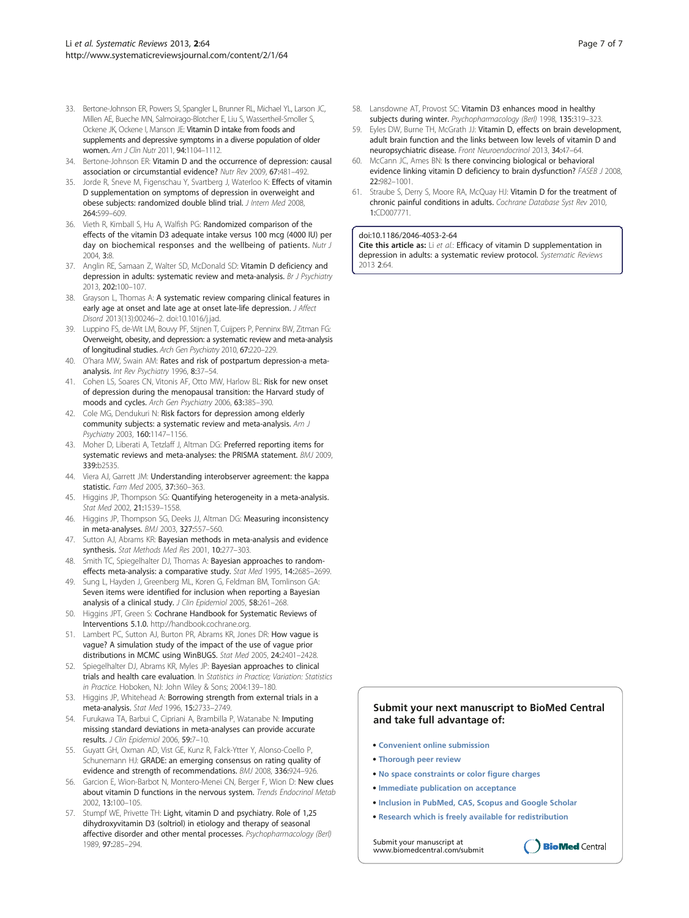33. Bertone-Johnson ER, Powers SI, Spangler L, Brunner RL, Michael YL, Larson JC, Millen AE, Bueche MN, Salmoirago-Blotcher E, Liu S, Wassertheil-Smoller S, Ockene JK, Ockene I, Manson JE: **Vitamin D intake from foods and supplements and depressive symptoms in a diverse population of older women.** *Am J Clin Nutr* 2011, **94:**1104–1112.
34. Bertone-Johnson ER: **Vitamin D and the occurrence of depression: causal association or circumstantial evidence?** *Nutr Rev* 2009, **67:**481–492.
35. Jorde R, Sneve M, Figenschau Y, Svartberg J, Waterloo K: **Effects of vitamin D supplementation on symptoms of depression in overweight and obese subjects: randomized double blind trial.** *J Intern Med* 2008, **264:**599–609.
36. Vieth R, Kimball S, Hu A, Walfish PG: **Randomized comparison of the effects of the vitamin D3 adequate intake versus 100 mcg (4000 IU) per day on biochemical responses and the wellbeing of patients.** *Nutr J* 2004, **3:**8.
37. Anglin RE, Samaan Z, Walter SD, McDonald SD: **Vitamin D deficiency and depression in adults: systematic review and meta-analysis.** *Br J Psychiatry* 2013, **202:**100–107.
38. Grayson L, Thomas A: **A systematic review comparing clinical features in early age at onset and late age at onset late-life depression.** *J Affect Disord* 2013(13):00246–2. doi:10.1016/j.jad.
39. Luppino FS, de-Wit LM, Bouvy PF, Stijnen T, Cuijpers P, Penninx BW, Zitman FG: **Overweight, obesity, and depression: a systematic review and meta-analysis of longitudinal studies.** *Arch Gen Psychiatry* 2010, **67:**220–229.
40. O'hara MW, Swain AM: **Rates and risk of postpartum depression-a meta-analysis.** *Int Rev Psychiatry* 1996, **8:**37–54.
41. Cohen LS, Soares CN, Vitonis AF, Otto MW, Harlow BL: **Risk for new onset of depression during the menopausal transition: the Harvard study of moods and cycles.** *Arch Gen Psychiatry* 2006, **63:**385–390.
42. Cole MG, Dendukuri N: **Risk factors for depression among elderly community subjects: a systematic review and meta-analysis.** *Am J Psychiatry* 2003, **160:**1147–1156.
43. Moher D, Liberati A, Tetzlaff J, Altman DG: **Preferred reporting items for systematic reviews and meta-analyses: the PRISMA statement.** *BMJ* 2009, **339:**b2535.
44. Viera AJ, Garrett JM: **Understanding interobserver agreement: the kappa statistic.** *Fam Med* 2005, **37:**360–363.
45. Higgins JP, Thompson SG: **Quantifying heterogeneity in a meta-analysis.** *Stat Med* 2002, **21:**1539–1558.
46. Higgins JP, Thompson SG, Deeks JJ, Altman DG: **Measuring inconsistency in meta-analyses.** *BMJ* 2003, **327:**557–560.
47. Sutton AJ, Abrams KR: **Bayesian methods in meta-analysis and evidence synthesis.** *Stat Methods Med Res* 2001, **10:**277–303.
48. Smith TC, Spiegelhalter DJ, Thomas A: **Bayesian approaches to random-effects meta-analysis: a comparative study.** *Stat Med* 1995, **14:**2685–2699.
49. Sung L, Hayden J, Greenberg ML, Koren G, Feldman BM, Tomlinson GA: **Seven items were identified for inclusion when reporting a Bayesian analysis of a clinical study.** *J Clin Epidemiol* 2005, **58:**261–268.
50. Higgins JPT, Green S: **Cochrane Handbook for Systematic Reviews of Interventions 5.1.0.** http://handbook.cochrane.org.
51. Lambert PC, Sutton AJ, Burton PR, Abrams KR, Jones DR: **How vague is vague? A simulation study of the impact of the use of vague prior distributions in MCMC using WinBUGS.** *Stat Med* 2005, **24:**2401–2428.
52. Spiegelhalter DJ, Abrams KR, Myles JP: **Bayesian approaches to clinical trials and health care evaluation.** In *Statistics in Practice; Variation: Statistics in Practice.* Hoboken, NJ: John Wiley & Sons; 2004:139–180.
53. Higgins JP, Whitehead A: **Borrowing strength from external trials in a meta-analysis.** *Stat Med* 1996, **15:**2733–2749.
54. Furukawa TA, Barbui C, Cipriani A, Brambilla P, Watanabe N: **Imputing missing standard deviations in meta-analyses can provide accurate results.** *J Clin Epidemiol* 2006, **59:**7–10.
55. Guyatt GH, Oxman AD, Vist GE, Kunz R, Falck-Ytter Y, Alonso-Coello P, Schunemann HJ: **GRADE: an emerging consensus on rating quality of evidence and strength of recommendations.** *BMJ* 2008, **336:**924–926.
56. Garcion E, Wion-Barbot N, Montero-Menei CN, Berger F, Wion D: **New clues about vitamin D functions in the nervous system.** *Trends Endocrinol Metab* 2002, **13:**100–105.
57. Stumpf WE, Privette TH: **Light, vitamin D and psychiatry. Role of 1,25 dihydroxyvitamin D3 (soltriol) in etiology and therapy of seasonal affective disorder and other mental processes.** *Psychopharmacology (Berl)* 1989, **97:**285–294.
58. Lansdowne AT, Provost SC: **Vitamin D3 enhances mood in healthy subjects during winter.** *Psychopharmacology (Berl)* 1998, **135:**319–323.
59. Eyles DW, Burne TH, McGrath JJ: **Vitamin D, effects on brain development, adult brain function and the links between low levels of vitamin D and neuropsychiatric disease.** *Front Neuroendocrinol* 2013, **34:**47–64.
60. McCann JC, Ames BN: **Is there convincing biological or behavioral evidence linking vitamin D deficiency to brain dysfunction?** *FASEB J* 2008, **22:**982–1001.
61. Straube S, Derry S, Moore RA, McQuay HJ: **Vitamin D for the treatment of chronic painful conditions in adults.** *Cochrane Database Syst Rev* 2010, **1:**CD007771.

doi:10.1186/2046-4053-2-64

**Cite this article as:** Li *et al.*: Efficacy of vitamin D supplementation in depression in adults: a systematic review protocol. *Systematic Reviews* 2013 **2**:64.

**Submit your next manuscript to BioMed Central and take full advantage of:**

- **Convenient online submission**
- **Thorough peer review**
- **No space constraints or color figure charges**
- **Immediate publication on acceptance**
- **Inclusion in PubMed, CAS, Scopus and Google Scholar**
- **Research which is freely available for redistribution**

Submit your manuscript at
www.biomedcentral.com/submit

BioMed Central